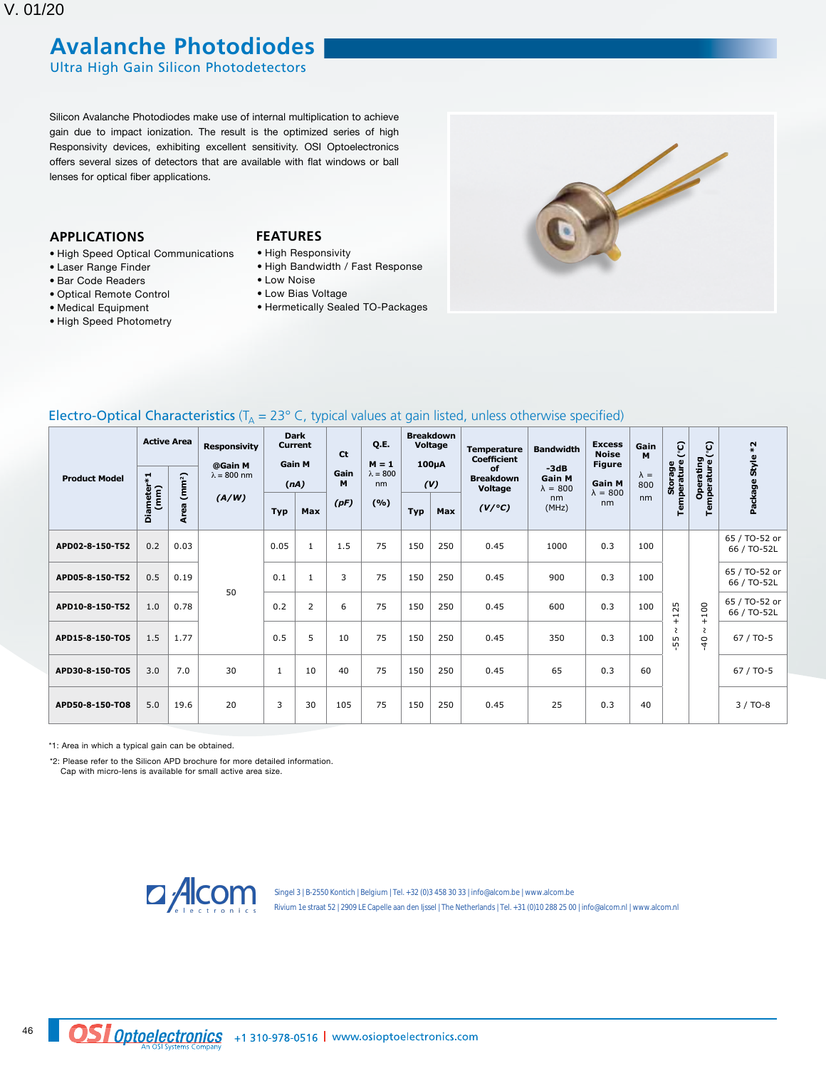V. 01/20

# Avalanche Photodiodes

## Ultra High Gain Silicon Photodetectors

Silicon Avalanche Photodiodes make use of internal multiplication to achieve gain due to impact ionization. The result is the optimized series of high Responsivity devices, exhibiting excellent sensitivity. OSI Optoelectronics offers several sizes of detectors that are available with flat windows or ball lenses for optical fiber applications.

### APPLICATIONS

- High Speed Optical Communications
- Laser Range Finder
- Bar Code Readers
- Optical Remote Control
- Medical Equipment
- High Speed Photometry

### FEATURES

- High Responsivity
- High Bandwidth / Fast Response
- Low Noise
- Low Bias Voltage
- Hermetically Sealed TO-Packages

### Electro-Optical Characteristics ($T_A$ = 23° C, typical values at gain listed, unless otherwise specified)

| Product Model | Active Area | | Responsivity @Gain M λ = 800 nm (A/W) | Dark Current Gain M (nA) | | Ct Gain M (pF) | Q.E. M = 1 λ = 800 nm (%) | Breakdown Voltage 100µA (V) | | Temperature Coefficient of Breakdown Voltage (V/°C) | Bandwidth -3dB Gain M λ = 800 nm (MHz) | Excess Noise Figure Gain M λ = 800 nm | Gain M λ = 800 nm | Storage Temperature (°C) | Operating Temperature (°C) | Package Style *2 |
|---|---|---|---|---|---|---|---|---|---|---|---|---|---|---|---|---|
| | Diameter*1 (mm) | Area (mm²) | | Typ | Max | | | Typ | Max | | | | | | | |
| APD02-8-150-T52 | 0.2 | 0.03 | 50 | 0.05 | 1 | 1.5 | 75 | 150 | 250 | 0.45 | 1000 | 0.3 | 100 | -55 ~ +125 | -40 ~ +100 | 65 / TO-52 or 66 / TO-52L |
| APD05-8-150-T52 | 0.5 | 0.19 | 50 | 0.1 | 1 | 3 | 75 | 150 | 250 | 0.45 | 900 | 0.3 | 100 | -55 ~ +125 | -40 ~ +100 | 65 / TO-52 or 66 / TO-52L |
| APD10-8-150-T52 | 1.0 | 0.78 | 50 | 0.2 | 2 | 6 | 75 | 150 | 250 | 0.45 | 600 | 0.3 | 100 | -55 ~ +125 | -40 ~ +100 | 65 / TO-52 or 66 / TO-52L |
| APD15-8-150-TO5 | 1.5 | 1.77 | 50 | 0.5 | 5 | 10 | 75 | 150 | 250 | 0.45 | 350 | 0.3 | 100 | -55 ~ +125 | -40 ~ +100 | 67 / TO-5 |
| APD30-8-150-TO5 | 3.0 | 7.0 | 30 | 1 | 10 | 40 | 75 | 150 | 250 | 0.45 | 65 | 0.3 | 60 | -55 ~ +125 | -40 ~ +100 | 67 / TO-5 |
| APD50-8-150-TO8 | 5.0 | 19.6 | 20 | 3 | 30 | 105 | 75 | 150 | 250 | 0.45 | 25 | 0.3 | 40 | -55 ~ +125 | -40 ~ +100 | 3 / TO-8 |

*1: Area in which a typical gain can be obtained.

*2: Please refer to the Silicon APD brochure for more detailed information.
Cap with micro-lens is available for small active area size.

Alcom electronics

Singel 3 | B-2550 Kontich | Belgium | Tel. +32 (0)3 458 30 33 | info@alcom.be | www.alcom.be
Rivium 1e straat 52 | 2909 LE Capelle aan den Ijssel | The Netherlands | Tel. +31 (0)10 288 25 00 | info@alcom.nl | www.alcom.nl

OSI Optoelectronics — An OSI Systems Company | +1 310-978-0516 | www.osioptoelectronics.com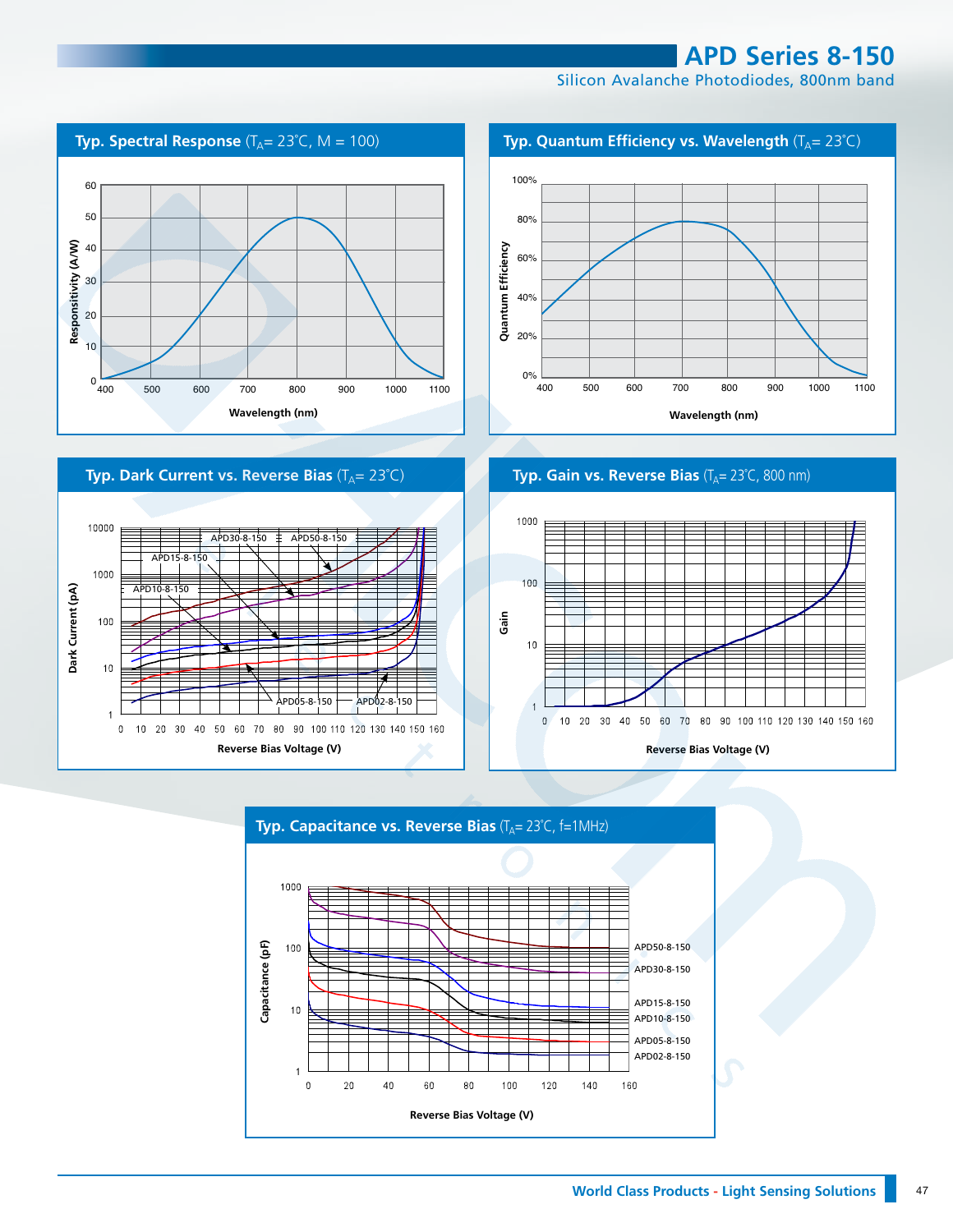# APD Series 8-150

Silicon Avalanche Photodiodes, 800nm band

## Typ. Spectral Response ($T_A$= 23˚C, M = 100)

Responsivity (A/W)

60, 50, 40, 30, 20, 10, 0

400, 500, 600, 700, 800, 900, 1000, 1100

Wavelength (nm)

## Typ. Quantum Efficiency vs. Wavelength ($T_A$= 23˚C)

Quantum Efficiency

100%, 80%, 60%, 40%, 20%, 0%

400, 500, 600, 700, 800, 900, 1000, 1100

Wavelength (nm)

## Typ. Dark Current vs. Reverse Bias ($T_A$= 23˚C)

Dark Current (pA)

10000, 1000, 100, 10, 1

APD30-8-150, APD50-8-150, APD15-8-150, APD10-8-150, APD05-8-150, APD02-8-150

0, 10, 20, 30, 40, 50, 60, 70, 80, 90, 100, 110, 120, 130, 140, 150, 160

Reverse Bias Voltage (V)

## Typ. Gain vs. Reverse Bias ($T_A$= 23˚C, 800 nm)

Gain

1000, 100, 10, 1

0, 10, 20, 30, 40, 50, 60, 70, 80, 90, 100, 110, 120, 130, 140, 150, 160

Reverse Bias Voltage (V)

## Typ. Capacitance vs. Reverse Bias ($T_A$= 23˚C, f=1MHz)

Capacitance (pF)

1000, 100, 10, 1

APD50-8-150, APD30-8-150, APD15-8-150, APD10-8-150, APD05-8-150, APD02-8-150

0, 20, 40, 60, 80, 100, 120, 140, 160

Reverse Bias Voltage (V)

World Class Products - Light Sensing Solutions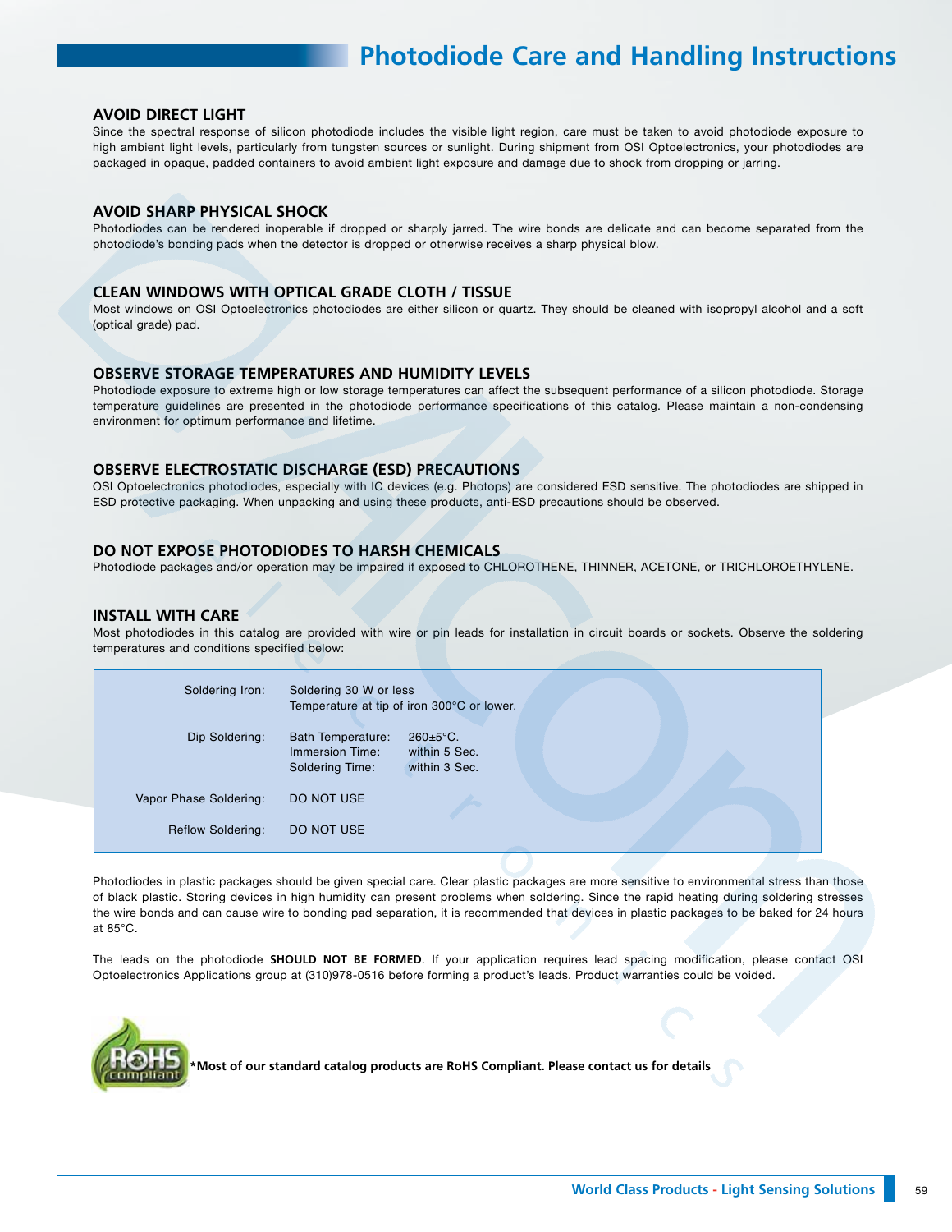# Photodiode Care and Handling Instructions

### AVOID DIRECT LIGHT

Since the spectral response of silicon photodiode includes the visible light region, care must be taken to avoid photodiode exposure to high ambient light levels, particularly from tungsten sources or sunlight. During shipment from OSI Optoelectronics, your photodiodes are packaged in opaque, padded containers to avoid ambient light exposure and damage due to shock from dropping or jarring.

### AVOID SHARP PHYSICAL SHOCK

Photodiodes can be rendered inoperable if dropped or sharply jarred. The wire bonds are delicate and can become separated from the photodiode's bonding pads when the detector is dropped or otherwise receives a sharp physical blow.

### CLEAN WINDOWS WITH OPTICAL GRADE CLOTH / TISSUE

Most windows on OSI Optoelectronics photodiodes are either silicon or quartz. They should be cleaned with isopropyl alcohol and a soft (optical grade) pad.

### OBSERVE STORAGE TEMPERATURES AND HUMIDITY LEVELS

Photodiode exposure to extreme high or low storage temperatures can affect the subsequent performance of a silicon photodiode. Storage temperature guidelines are presented in the photodiode performance specifications of this catalog. Please maintain a non-condensing environment for optimum performance and lifetime.

### OBSERVE ELECTROSTATIC DISCHARGE (ESD) PRECAUTIONS

OSI Optoelectronics photodiodes, especially with IC devices (e.g. Photops) are considered ESD sensitive. The photodiodes are shipped in ESD protective packaging. When unpacking and using these products, anti-ESD precautions should be observed.

### DO NOT EXPOSE PHOTODIODES TO HARSH CHEMICALS

Photodiode packages and/or operation may be impaired if exposed to CHLOROTHENE, THINNER, ACETONE, or TRICHLOROETHYLENE.

### INSTALL WITH CARE

Most photodiodes in this catalog are provided with wire or pin leads for installation in circuit boards or sockets. Observe the soldering temperatures and conditions specified below:

| | | |
|---|---|---|
| Soldering Iron: | Soldering 30 W or less<br>Temperature at tip of iron 300°C or lower. | |
| Dip Soldering: | Bath Temperature:<br>Immersion Time:<br>Soldering Time: | 260±5°C.<br>within 5 Sec.<br>within 3 Sec. |
| Vapor Phase Soldering: | DO NOT USE | |
| Reflow Soldering: | DO NOT USE | |

Photodiodes in plastic packages should be given special care. Clear plastic packages are more sensitive to environmental stress than those of black plastic. Storing devices in high humidity can present problems when soldering. Since the rapid heating during soldering stresses the wire bonds and can cause wire to bonding pad separation, it is recommended that devices in plastic packages to be baked for 24 hours at 85°C.

The leads on the photodiode **SHOULD NOT BE FORMED**. If your application requires lead spacing modification, please contact OSI Optoelectronics Applications group at (310)978-0516 before forming a product's leads. Product warranties could be voided.

**\*Most of our standard catalog products are RoHS Compliant. Please contact us for details**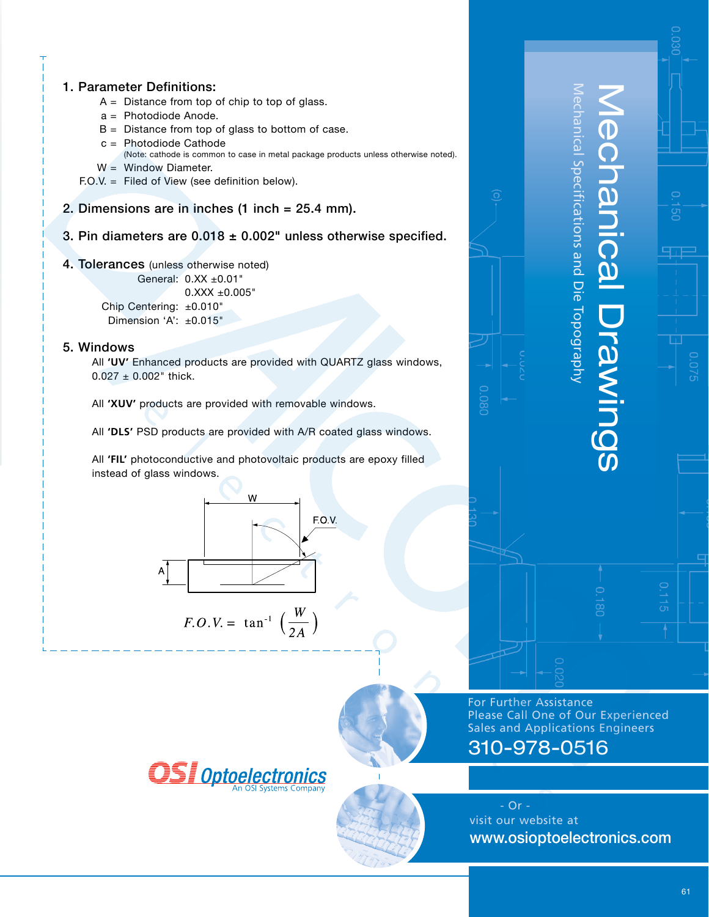# Mechanical Drawings

## Mechanical Specifications and Die Topography

### 1. Parameter Definitions:

A = Distance from top of chip to top of glass.
a = Photodiode Anode.
B = Distance from top of glass to bottom of case.
c = Photodiode Cathode
(Note: cathode is common to case in metal package products unless otherwise noted).
W = Window Diameter.
F.O.V. = Filed of View (see definition below).

### 2. Dimensions are in inches (1 inch = 25.4 mm).

### 3. Pin diameters are 0.018 ± 0.002" unless otherwise specified.

### 4. Tolerances (unless otherwise noted)

General: 0.XX ±0.01"
0.XXX ±0.005"
Chip Centering: ±0.010"
Dimension 'A': ±0.015"

### 5. Windows

All **'UV'** Enhanced products are provided with QUARTZ glass windows, 0.027 ± 0.002" thick.

All **'XUV'** products are provided with removable windows.

All **'DLS'** PSD products are provided with A/R coated glass windows.

All **'FIL'** photoconductive and photovoltaic products are epoxy filled instead of glass windows.

W

F.O.V.

A

$$F.O.V. = \tan^{-1}\left(\frac{W}{2A}\right)$$

For Further Assistance
Please Call One of Our Experienced
Sales and Applications Engineers

**310-978-0516**

- Or -
visit our website at
**www.osioptoelectronics.com**

OSI Optoelectronics
An OSI Systems Company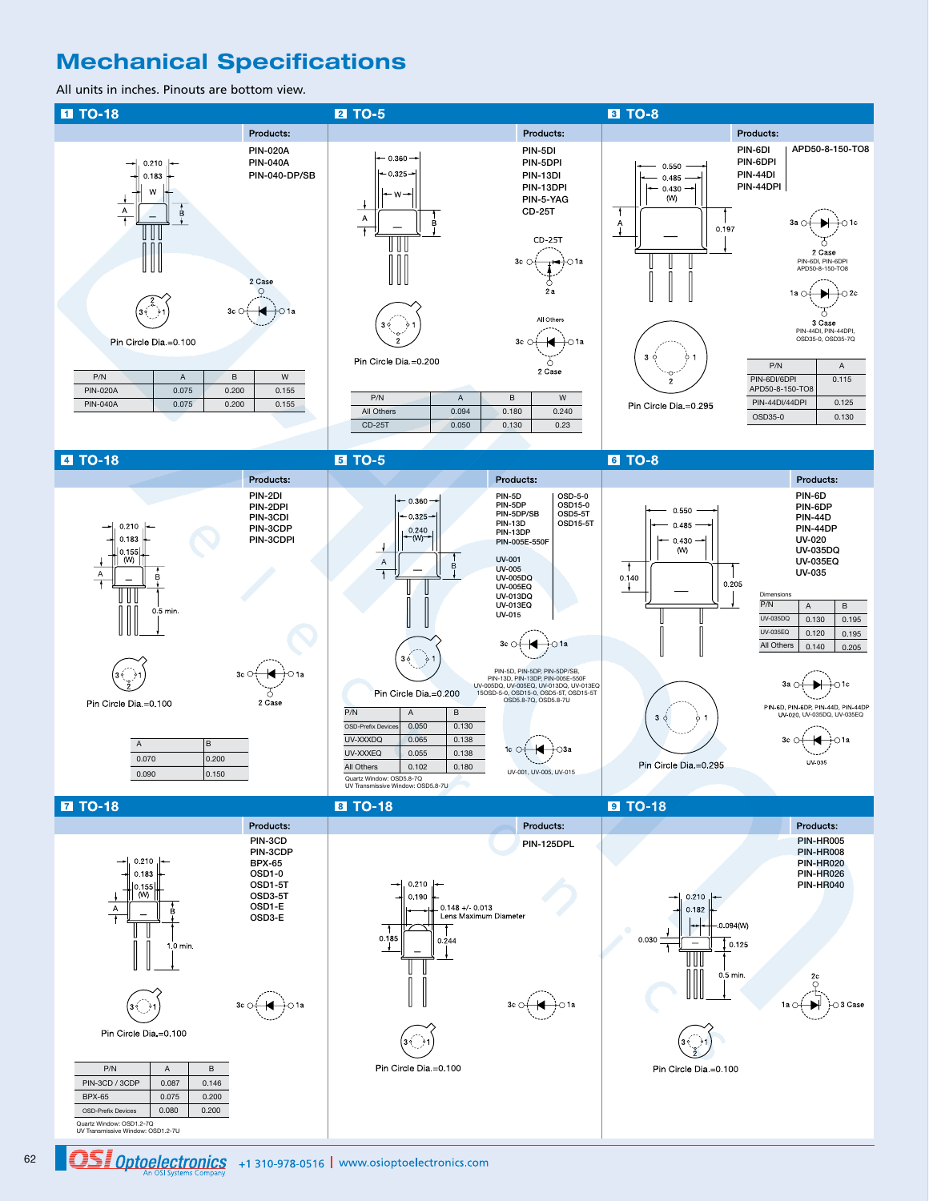# Mechanical Specifications

All units in inches. Pinouts are bottom view.

## 1 TO-18

**Products:**
PIN-020A
PIN-040A
PIN-040-DP/SB

0.210
0.183
W
A
B

2 Case
3c 1a

Pin Circle Dia.=0.100

| P/N | A | B | W |
|---|---|---|---|
| PIN-020A | 0.075 | 0.200 | 0.155 |
| PIN-040A | 0.075 | 0.200 | 0.155 |

## 2 TO-5

**Products:**
PIN-5DI
PIN-5DPI
PIN-13DI
PIN-13DPI
PIN-5-YAG
CD-25T

0.360
0.325
W
A
B

CD-25T
3c 1a
2 a

All Others
3c 1a
2 Case

Pin Circle Dia.=0.200

| P/N | A | B | W |
|---|---|---|---|
| All Others | 0.094 | 0.180 | 0.240 |
| CD-25T | 0.050 | 0.130 | 0.23 |

## 3 TO-8

**Products:**
PIN-6DI
PIN-6DPI
PIN-44DI
PIN-44DPI
APD50-8-150-TO8

0.550
0.485
0.430 (W)
A
0.197

3a 1c
2 Case
PIN-6DI, PIN-6DPI
APD50-8-150-TO8

1a 2c
3 Case
PIN-44DI, PIN-44DPI,
OSD35-0, OSD35-7Q

Pin Circle Dia.=0.295

| P/N | A |
|---|---|
| PIN-6DI/6DPI APD50-8-150-TO8 | 0.115 |
| PIN-44DI/44DPI | 0.125 |
| OSD35-0 | 0.130 |

## 4 TO-18

**Products:**
PIN-2DI
PIN-2DPI
PIN-3CDI
PIN-3CDP
PIN-3CDPI

0.210
0.183
0.155 (W)
A
B
0.5 min.

3c 1a
2 Case

Pin Circle Dia.=0.100

| A | B |
|---|---|
| 0.070 | 0.200 |
| 0.090 | 0.150 |

## 5 TO-5

**Products:**
PIN-5D
PIN-5DP
PIN-5DP/SB
PIN-13D
PIN-13DP
PIN-005E-550F
OSD-5-0
OSD15-0
OSD5-5T
OSD15-5T

UV-001
UV-005
UV-005DQ
UV-005EQ
UV-013DQ
UV-013EQ
UV-015

0.360
0.325
0.240 (W)
A
B

3c 1a
PIN-5D, PIN-5DP, PIN-5DP/SB,
PIN-13D, PIN-13DP, PIN-005E-550F
UV-005DQ, UV-005EQ, UV-013DQ, UV-013EQ
15OSD-5-0, OSD15-0, OSD5-5T, OSD15-5T
OSD5.8-7Q, OSD5.8-7U

1c 3a
UV-001, UV-005, UV-015

Pin Circle Dia.=0.200

| P/N | A | B |
|---|---|---|
| OSD-Prefix Devices | 0.050 | 0.130 |
| UV-XXXDQ | 0.065 | 0.138 |
| UV-XXXEQ | 0.055 | 0.138 |
| All Others | 0.102 | 0.180 |

Quartz Window: OSD5.8-7Q
UV Transmissive Window: OSD5.8-7U

## 6 TO-8

**Products:**
PIN-6D
PIN-6DP
PIN-44D
PIN-44DP
UV-020
UV-035DQ
UV-035EQ
UV-035

0.550
0.485
0.430 (W)
0.140
0.205

Dimensions

| P/N | A | B |
|---|---|---|
| UV-035DQ | 0.130 | 0.195 |
| UV-035EQ | 0.120 | 0.195 |
| All Others | 0.140 | 0.205 |

3a 1c
PIN-6D, PIN-6DP, PIN-44D, PIN-44DP
UV-020, UV-035DQ, UV-035EQ

3c 1a
UV-035

Pin Circle Dia.=0.295

## 7 TO-18

**Products:**
PIN-3CD
PIN-3CDP
BPX-65
OSD1-0
OSD1-5T
OSD3-5T
OSD1-E
OSD3-E

0.210
0.183
0.155 (W)
A
B
1.0 min.

3c 1a

Pin Circle Dia.=0.100

| P/N | A | B |
|---|---|---|
| PIN-3CD / 3CDP | 0.087 | 0.146 |
| BPX-65 | 0.075 | 0.200 |
| OSD-Prefix Devices | 0.080 | 0.200 |

Quartz Window: OSD1.2-7Q
UV Transmissive Window: OSD1.2-7U

## 8 TO-18

**Products:**
PIN-125DPL

0.210
0.190
0.148 +/- 0.013
Lens Maximum Diameter
0.185
0.244

3c 1a

Pin Circle Dia.=0.100

## 9 TO-18

**Products:**
PIN-HR005
PIN-HR008
PIN-HR020
PIN-HR026
PIN-HR040

0.210
0.182
0.094(W)
0.030
0.125
0.5 min.

2c
1a 3 Case

Pin Circle Dia.=0.100

OSI Optoelectronics — An OSI Systems Company | +1 310-978-0516 | www.osioptoelectronics.com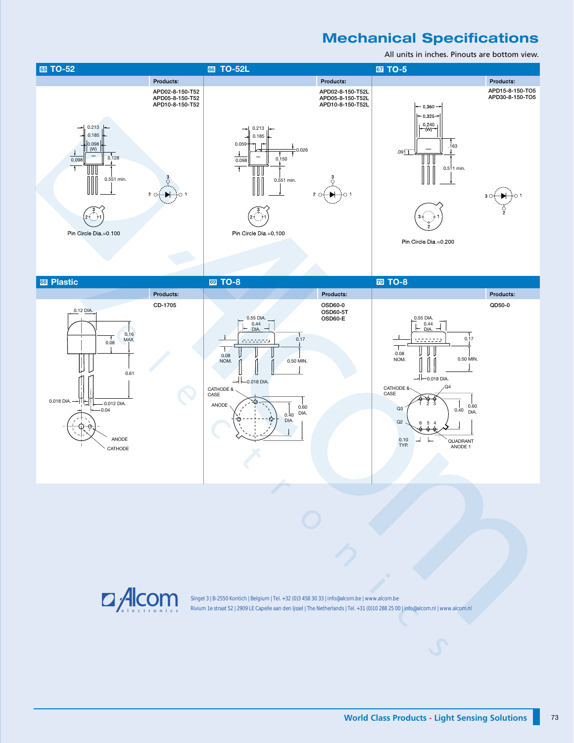# Mechanical Specifications

All units in inches. Pinouts are bottom view.

## 65 TO-52

**Products:**
APD02-8-150-T52
APD05-8-150-T52
APD10-8-150-T52

0.213
0.185
0.098
(W)
0.098
0.128
0.551 min.

Pin Circle Dia.=0.100

## 66 TO-52L

**Products:**
APD02-8-150-T52L
APD05-8-150-T52L
APD10-8-150-T52L

0.213
0.185
0.059
0.026
0.098
0.150
0.551 min.

Pin Circle Dia.=0.100

## 67 TO-5

**Products:**
APD15-8-150-TO5
APD30-8-150-TO5

0.360
0.325
0.240
(W)
.091
.163
0.511 min.

Pin Circle Dia.=0.200

## 68 Plastic

**Products:**
CD-1705

0.12 DIA.
0.16 MAX.
0.08
0.61
0.018 DIA.
0.012 DIA.
0.04
ANODE
CATHODE

## 69 TO-8

**Products:**
OSD60-0
OSD60-5T
OSD60-E

0.55 DIA.
0.44 DIA.
0.17
0.08 NOM.
0.50 MIN.
0.018 DIA.
CATHODE & CASE
ANODE
0.60 DIA.
0.40 DIA.

## 70 TO-8

**Products:**
QD50-0

0.55 DIA.
0.44 DIA.
0.17
0.08 NOM.
0.50 MIN.
0.018 DIA.
CATHODE & CASE
Q4
Q3
Q2
0.40
0.60 DIA.
0.10 TYP.
QUADRANT ANODE 1

Alcom electronics

Singel 3 | B-2550 Kontich | Belgium | Tel. +32 (0)3 458 30 33 | info@alcom.be | www.alcom.be
Rivium 1e straat 52 | 2909 LE Capelle aan den Ijssel | The Netherlands | Tel. +31 (0)10 288 25 00 | info@alcom.nl | www.alcom.nl